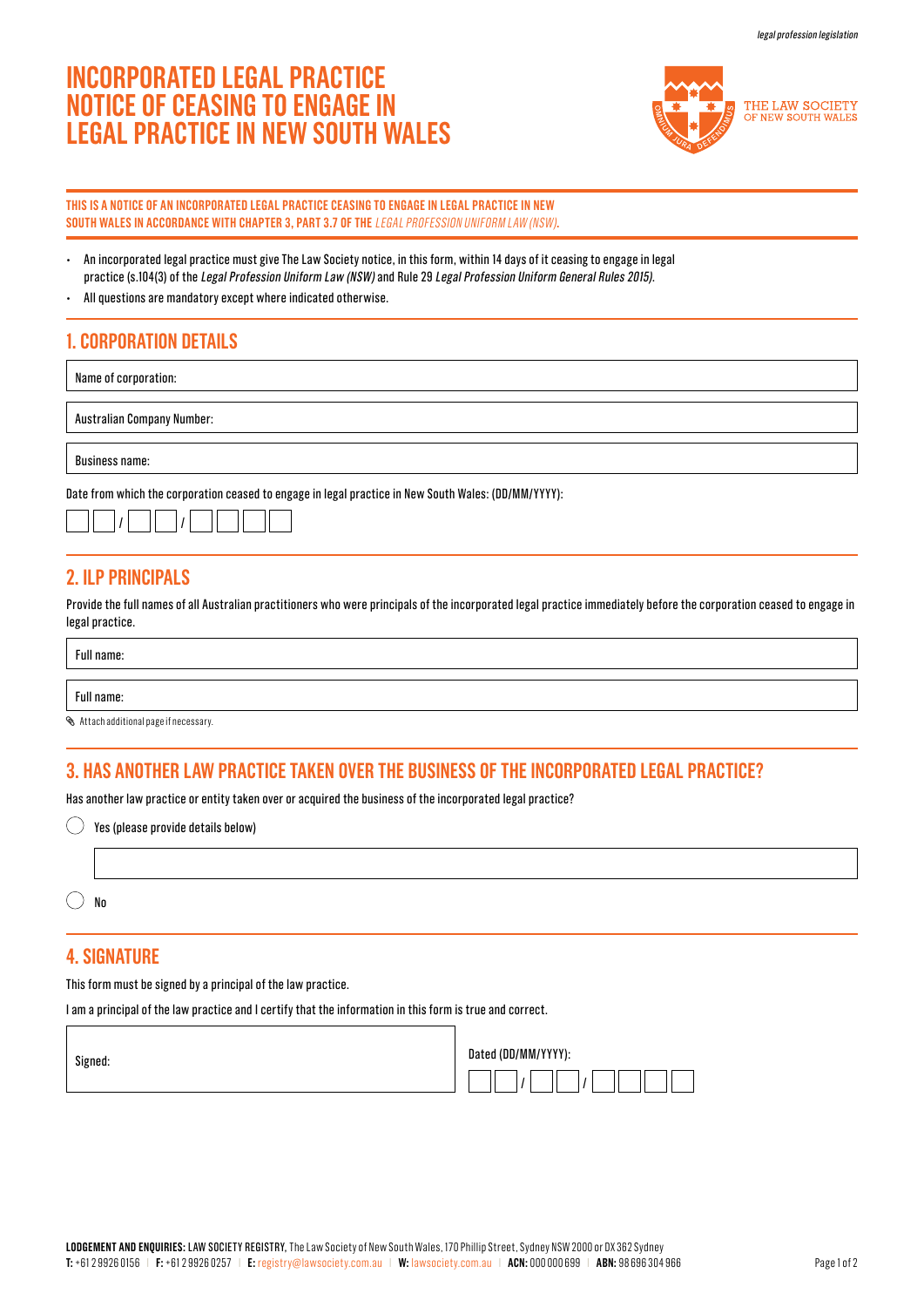# INCORPORATED LEGAL PRACTICE NOTICE OF CEASING TO ENGAGE IN LEGAL PRACTICE IN NEW SOUTH WALES

THE LAW SOCIETY OF NEW SOUTH WALES

**THIS IS A NOTICE OF AN INCORPORATED LEGAL PRACTICE CEASING TO ENGAGE IN LEGAL PRACTICE IN NEW SOUTH WALES IN ACCORDANCE WITH CHAPTER 3, PART 3.7 OF THE *LEGAL PROFESSION UNIFORM LAW (NSW)*.**

- An incorporated legal practice must give The Law Society notice, in this form, within 14 days of it ceasing to engage in legal practice (s.104(3) of the *Legal Profession Uniform Law (NSW)* and Rule 29 *Legal Profession Uniform General Rules 2015)*.
- All questions are mandatory except where indicated otherwise.

## 1. CORPORATION DETAILS

Name of corporation:

Australian Company Number:

Business name:

Date from which the corporation ceased to engage in legal practice in New South Wales: (DD/MM/YYYY):

__ __ / __ __ / __ __ __ __

## 2. ILP PRINCIPALS

Provide the full names of all Australian practitioners who were principals of the incorporated legal practice immediately before the corporation ceased to engage in legal practice.

Full name:

Full name:

Attach additional page if necessary.

## 3. HAS ANOTHER LAW PRACTICE TAKEN OVER THE BUSINESS OF THE INCORPORATED LEGAL PRACTICE?

Has another law practice or entity taken over or acquired the business of the incorporated legal practice?

- ◯ Yes (please provide details below)
- ◯ No

## 4. SIGNATURE

This form must be signed by a principal of the law practice.

I am a principal of the law practice and I certify that the information in this form is true and correct.

Signed:

Dated (DD/MM/YYYY):

__ __ / __ __ / __ __ __ __

**LODGEMENT AND ENQUIRIES:** LAW SOCIETY REGISTRY, The Law Society of New South Wales, 170 Phillip Street, Sydney NSW 2000 or DX 362 Sydney
**T:** +61 2 9926 0156 | **F:** +61 2 9926 0257 | **E:** registry@lawsociety.com.au | **W:** lawsociety.com.au | **ACN:** 000 000 699 | **ABN:** 98 696 304 966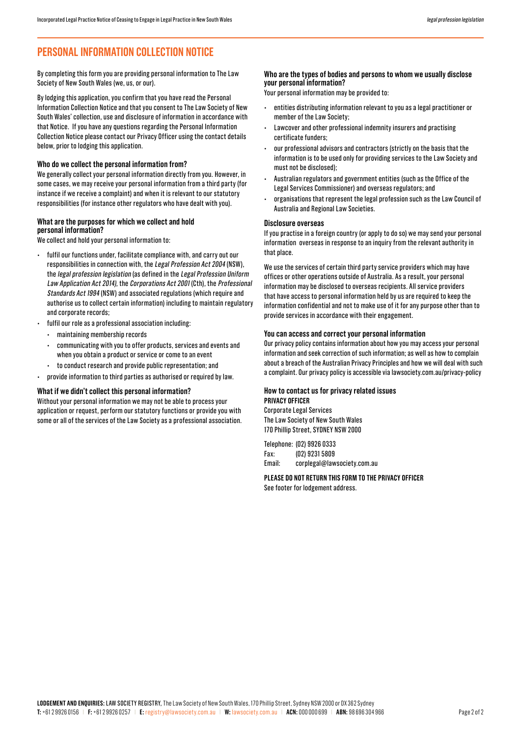## PERSONAL INFORMATION COLLECTION NOTICE

By completing this form you are providing personal information to The Law Society of New South Wales (we, us, or our).

By lodging this application, you confirm that you have read the Personal Information Collection Notice and that you consent to The Law Society of New South Wales' collection, use and disclosure of information in accordance with that Notice. If you have any questions regarding the Personal Information Collection Notice please contact our Privacy Officer using the contact details below, prior to lodging this application.

### Who do we collect the personal information from?

We generally collect your personal information directly from you. However, in some cases, we may receive your personal information from a third party (for instance if we receive a complaint) and when it is relevant to our statutory responsibilities (for instance other regulators who have dealt with you).

### What are the purposes for which we collect and hold personal information?

We collect and hold your personal information to:

- fulfil our functions under, facilitate compliance with, and carry out our responsibilities in connection with, the *Legal Profession Act 2004* (NSW), the *legal profession legislation* (as defined in the *Legal Profession Uniform Law Application Act 2014)*, the *Corporations Act 2001* (Cth), the *Professional Standards Act 1994* (NSW) and associated regulations (which require and authorise us to collect certain information) including to maintain regulatory and corporate records;
- fulfil our role as a professional association including:
  - maintaining membership records
  - communicating with you to offer products, services and events and when you obtain a product or service or come to an event
  - to conduct research and provide public representation; and
- provide information to third parties as authorised or required by law.

### What if we didn't collect this personal information?

Without your personal information we may not be able to process your application or request, perform our statutory functions or provide you with some or all of the services of the Law Society as a professional association.

### Who are the types of bodies and persons to whom we usually disclose your personal information?

Your personal information may be provided to:

- entities distributing information relevant to you as a legal practitioner or member of the Law Society;
- Lawcover and other professional indemnity insurers and practising certificate funders;
- our professional advisors and contractors (strictly on the basis that the information is to be used only for providing services to the Law Society and must not be disclosed);
- Australian regulators and government entities (such as the Office of the Legal Services Commissioner) and overseas regulators; and
- organisations that represent the legal profession such as the Law Council of Australia and Regional Law Societies.

### Disclosure overseas

If you practise in a foreign country (or apply to do so) we may send your personal information overseas in response to an inquiry from the relevant authority in that place.

We use the services of certain third party service providers which may have offices or other operations outside of Australia. As a result, your personal information may be disclosed to overseas recipients. All service providers that have access to personal information held by us are required to keep the information confidential and not to make use of it for any purpose other than to provide services in accordance with their engagement.

### You can access and correct your personal information

Our privacy policy contains information about how you may access your personal information and seek correction of such information; as well as how to complain about a breach of the Australian Privacy Principles and how we will deal with such a complaint. Our privacy policy is accessible via lawsociety.com.au/privacy-policy

### How to contact us for privacy related issues

**PRIVACY OFFICER**
Corporate Legal Services
The Law Society of New South Wales
170 Phillip Street, SYDNEY NSW 2000

Telephone: (02) 9926 0333
Fax: (02) 9231 5809
Email: corplegal@lawsociety.com.au

**PLEASE DO NOT RETURN THIS FORM TO THE PRIVACY OFFICER**
See footer for lodgement address.

**LODGEMENT AND ENQUIRIES:** LAW SOCIETY REGISTRY, The Law Society of New South Wales, 170 Phillip Street, Sydney NSW 2000 or DX 362 Sydney
**T:** +61 2 9926 0156 | **F:** +61 2 9926 0257 | **E:** registry@lawsociety.com.au | **W:** lawsociety.com.au | **ACN:** 000 000 699 | **ABN:** 98 696 304 966